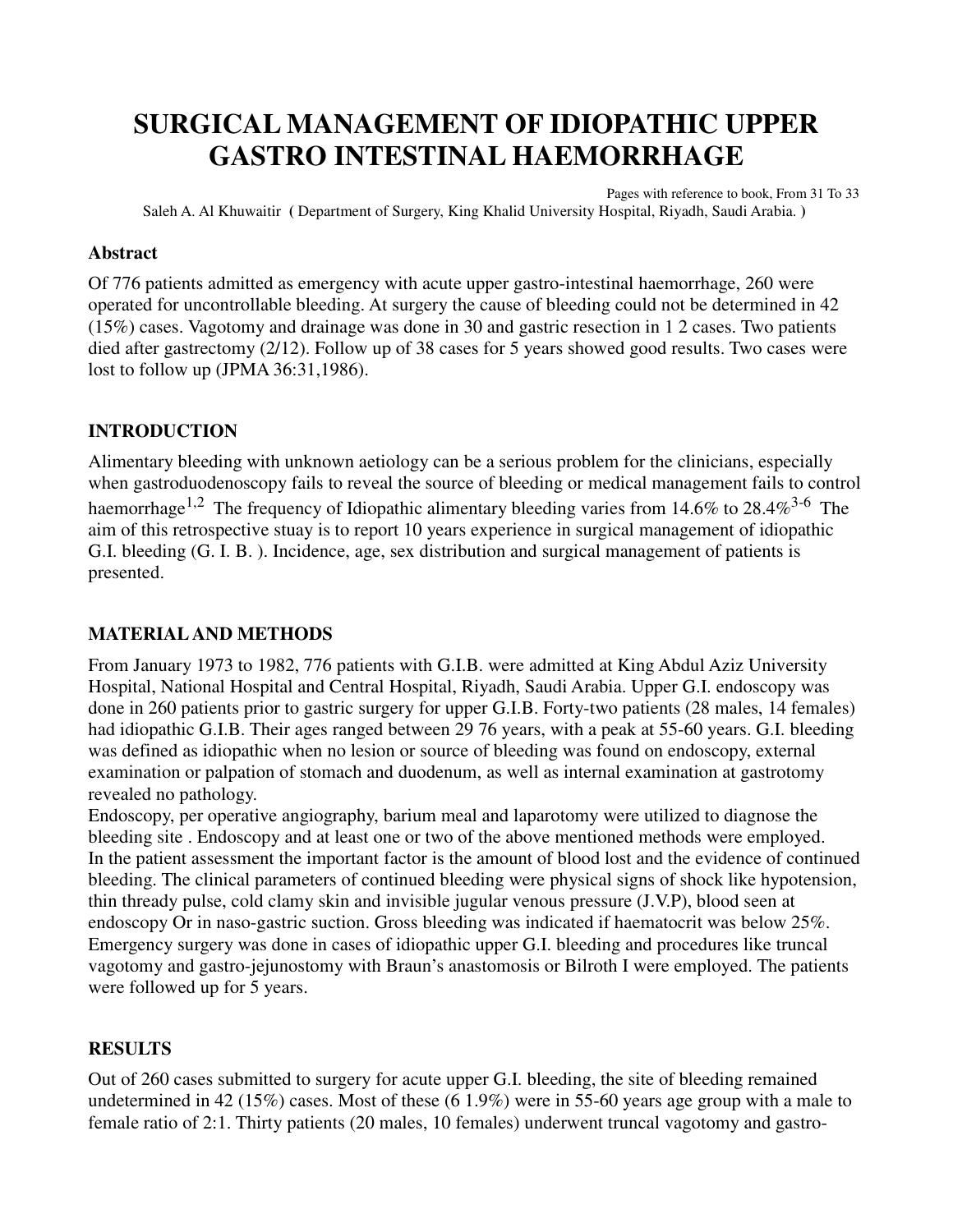# SURGICAL MANAGEMENT OF IDIOPATHIC UPPER GASTRO INTESTINAL HAEMORRHAGE

Pages with reference to book, From 31 To 33

Saleh A. Al Khuwaitir ( Department of Surgery, King Khalid University Hospital, Riyadh, Saudi Arabia. )

## Abstract

Of 776 patients admitted as emergency with acute upper gastro-intestinal haemorrhage, 260 were operated for uncontrollable bleeding. At surgery the cause of bleeding could not be determined in 42 (15%) cases. Vagotomy and drainage was done in 30 and gastric resection in 1 2 cases. Two patients died after gastrectomy (2/12). Follow up of 38 cases for 5 years showed good results. Two cases were lost to follow up (JPMA 36:31,1986).

## INTRODUCTION

Alimentary bleeding with unknown aetiology can be a serious problem for the clinicians, especially when gastroduodenoscopy fails to reveal the source of bleeding or medical management fails to control haemorrhage[1,2] The frequency of Idiopathic alimentary bleeding varies from 14.6% to 28.4%[3-6] The aim of this retrospective stuay is to report 10 years experience in surgical management of idiopathic G.I. bleeding (G. I. B. ). Incidence, age, sex distribution and surgical management of patients is presented.

## MATERIAL AND METHODS

From January 1973 to 1982, 776 patients with G.I.B. were admitted at King Abdul Aziz University Hospital, National Hospital and Central Hospital, Riyadh, Saudi Arabia. Upper G.I. endoscopy was done in 260 patients prior to gastric surgery for upper G.I.B. Forty-two patients (28 males, 14 females) had idiopathic G.I.B. Their ages ranged between 29 76 years, with a peak at 55-60 years. G.I. bleeding was defined as idiopathic when no lesion or source of bleeding was found on endoscopy, external examination or palpation of stomach and duodenum, as well as internal examination at gastrotomy revealed no pathology.

Endoscopy, per operative angiography, barium meal and laparotomy were utilized to diagnose the bleeding site . Endoscopy and at least one or two of the above mentioned methods were employed.

In the patient assessment the important factor is the amount of blood lost and the evidence of continued bleeding. The clinical parameters of continued bleeding were physical signs of shock like hypotension, thin thready pulse, cold clamy skin and invisible jugular venous pressure (J.V.P), blood seen at endoscopy Or in naso-gastric suction. Gross bleeding was indicated if haematocrit was below 25%.

Emergency surgery was done in cases of idiopathic upper G.I. bleeding and procedures like truncal vagotomy and gastro-jejunostomy with Braun's anastomosis or Bilroth I were employed. The patients were followed up for 5 years.

## RESULTS

Out of 260 cases submitted to surgery for acute upper G.I. bleeding, the site of bleeding remained undetermined in 42 (15%) cases. Most of these (6 1.9%) were in 55-60 years age group with a male to female ratio of 2:1. Thirty patients (20 males, 10 females) underwent truncal vagotomy and gastro-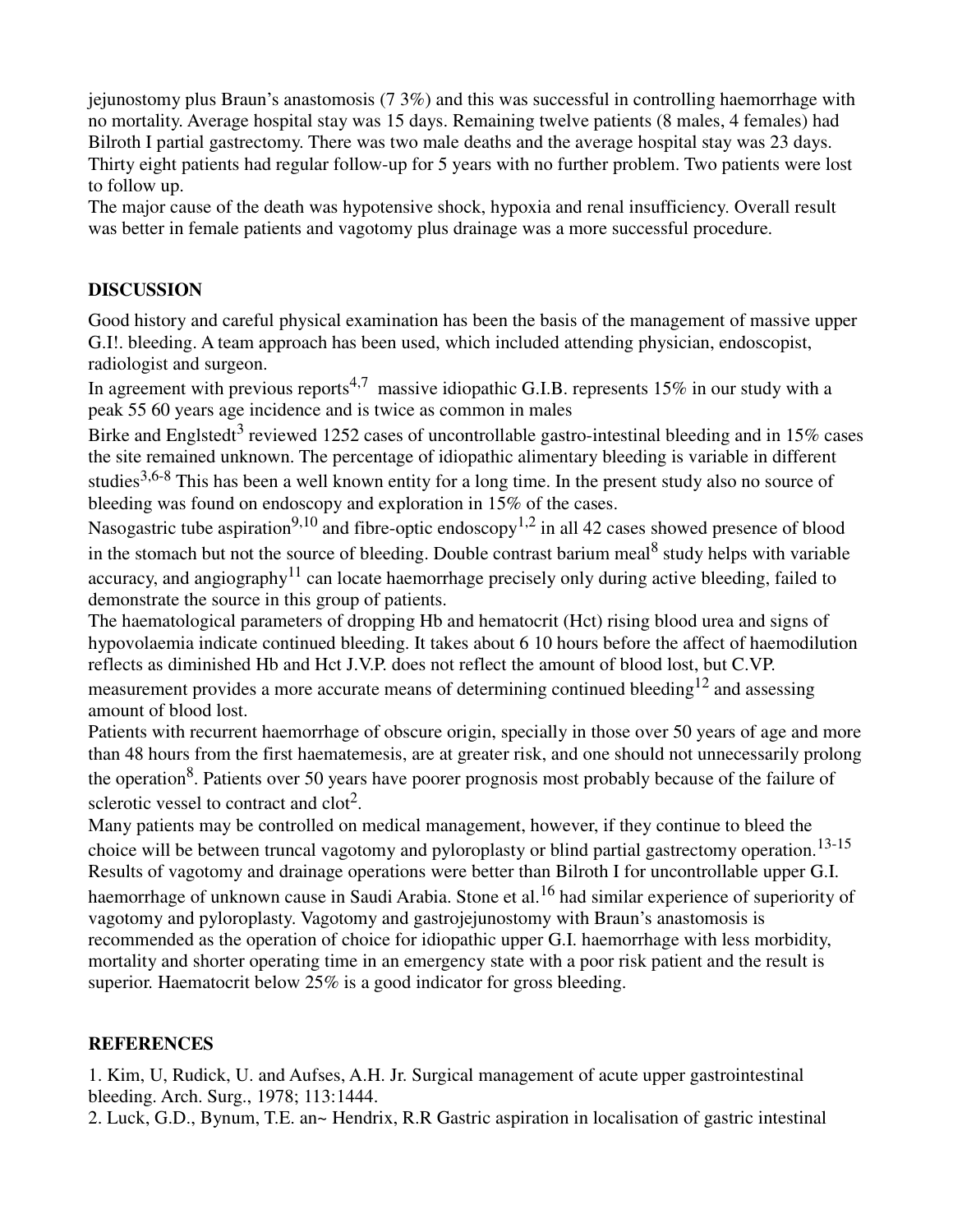jejunostomy plus Braun's anastomosis (7 3%) and this was successful in controlling haemorrhage with no mortality. Average hospital stay was 15 days. Remaining twelve patients (8 males, 4 females) had Bilroth I partial gastrectomy. There was two male deaths and the average hospital stay was 23 days. Thirty eight patients had regular follow-up for 5 years with no further problem. Two patients were lost to follow up.

The major cause of the death was hypotensive shock, hypoxia and renal insufficiency. Overall result was better in female patients and vagotomy plus drainage was a more successful procedure.

## DISCUSSION

Good history and careful physical examination has been the basis of the management of massive upper G.I!. bleeding. A team approach has been used, which included attending physician, endoscopist, radiologist and surgeon.

In agreement with previous reports[4,7] massive idiopathic G.I.B. represents 15% in our study with a peak 55 60 years age incidence and is twice as common in males

Birke and Englstedt[3] reviewed 1252 cases of uncontrollable gastro-intestinal bleeding and in 15% cases the site remained unknown. The percentage of idiopathic alimentary bleeding is variable in different studies[3,6-8] This has been a well known entity for a long time. In the present study also no source of bleeding was found on endoscopy and exploration in 15% of the cases.

Nasogastric tube aspiration[9,10] and fibre-optic endoscopy[1,2] in all 42 cases showed presence of blood in the stomach but not the source of bleeding. Double contrast barium meal[8] study helps with variable accuracy, and angiography[11] can locate haemorrhage precisely only during active bleeding, failed to demonstrate the source in this group of patients.

The haematological parameters of dropping Hb and hematocrit (Hct) rising blood urea and signs of hypovolaemia indicate continued bleeding. It takes about 6 10 hours before the affect of haemodilution reflects as diminished Hb and Hct J.V.P. does not reflect the amount of blood lost, but C.VP. measurement provides a more accurate means of determining continued bleeding[12] and assessing amount of blood lost.

Patients with recurrent haemorrhage of obscure origin, specially in those over 50 years of age and more than 48 hours from the first haematemesis, are at greater risk, and one should not unnecessarily prolong the operation[8]. Patients over 50 years have poorer prognosis most probably because of the failure of sclerotic vessel to contract and clot[2].

Many patients may be controlled on medical management, however, if they continue to bleed the choice will be between truncal vagotomy and pyloroplasty or blind partial gastrectomy operation.[13-15] Results of vagotomy and drainage operations were better than Bilroth I for uncontrollable upper G.I. haemorrhage of unknown cause in Saudi Arabia. Stone et al.[16] had similar experience of superiority of vagotomy and pyloroplasty. Vagotomy and gastrojejunostomy with Braun's anastomosis is recommended as the operation of choice for idiopathic upper G.I. haemorrhage with less morbidity, mortality and shorter operating time in an emergency state with a poor risk patient and the result is superior. Haematocrit below 25% is a good indicator for gross bleeding.

## REFERENCES

1. Kim, U, Rudick, U. and Aufses, A.H. Jr. Surgical management of acute upper gastrointestinal bleeding. Arch. Surg., 1978; 113:1444.
2. Luck, G.D., Bynum, T.E. an~ Hendrix, R.R Gastric aspiration in localisation of gastric intestinal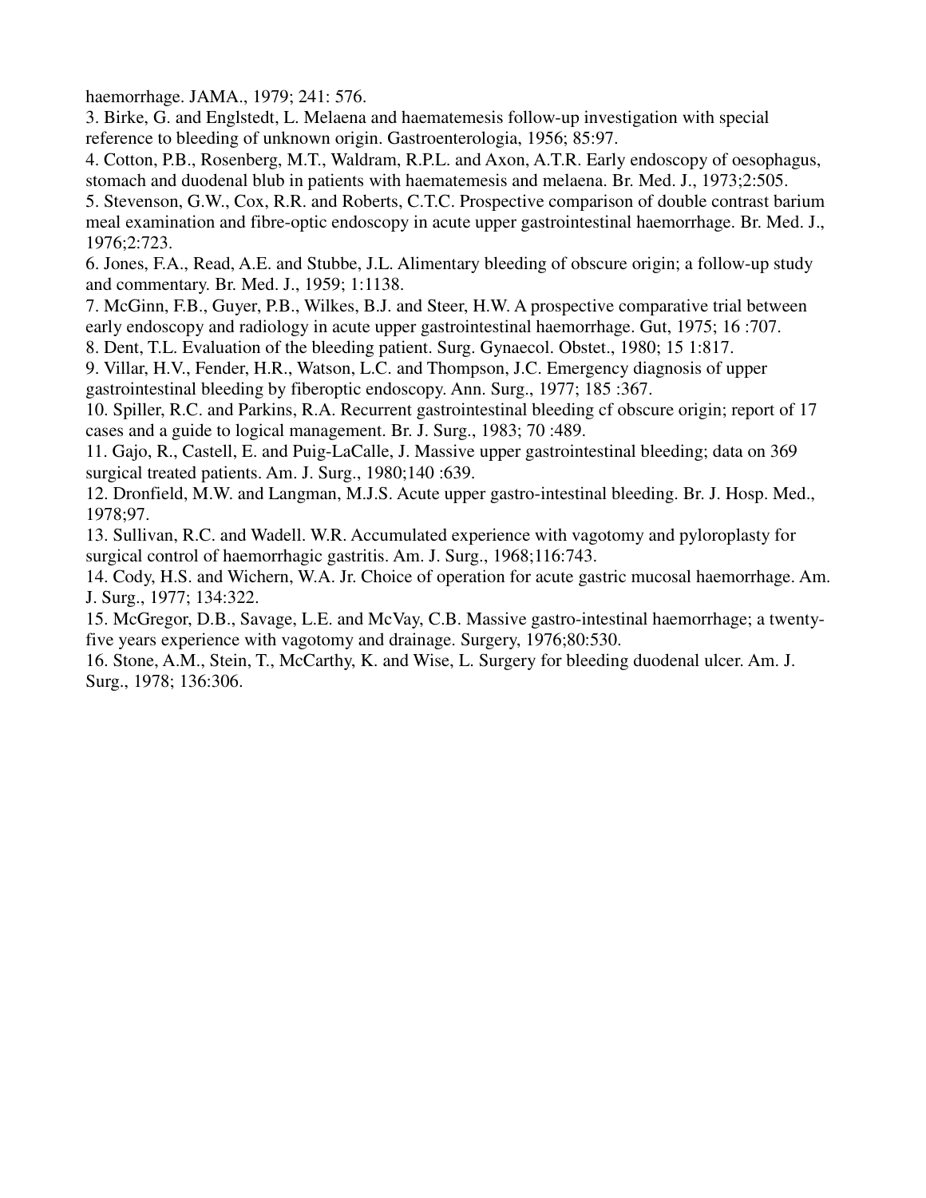haemorrhage. JAMA., 1979; 241: 576.

3. Birke, G. and Englstedt, L. Melaena and haematemesis follow-up investigation with special reference to bleeding of unknown origin. Gastroenterologia, 1956; 85:97.

4. Cotton, P.B., Rosenberg, M.T., Waldram, R.P.L. and Axon, A.T.R. Early endoscopy of oesophagus, stomach and duodenal blub in patients with haematemesis and melaena. Br. Med. J., 1973;2:505.

5. Stevenson, G.W., Cox, R.R. and Roberts, C.T.C. Prospective comparison of double contrast barium meal examination and fibre-optic endoscopy in acute upper gastrointestinal haemorrhage. Br. Med. J., 1976;2:723.

6. Jones, F.A., Read, A.E. and Stubbe, J.L. Alimentary bleeding of obscure origin; a follow-up study and commentary. Br. Med. J., 1959; 1:1138.

7. McGinn, F.B., Guyer, P.B., Wilkes, B.J. and Steer, H.W. A prospective comparative trial between early endoscopy and radiology in acute upper gastrointestinal haemorrhage. Gut, 1975; 16 :707.

8. Dent, T.L. Evaluation of the bleeding patient. Surg. Gynaecol. Obstet., 1980; 15 1:817.

9. Villar, H.V., Fender, H.R., Watson, L.C. and Thompson, J.C. Emergency diagnosis of upper gastrointestinal bleeding by fiberoptic endoscopy. Ann. Surg., 1977; 185 :367.

10. Spiller, R.C. and Parkins, R.A. Recurrent gastrointestinal bleeding cf obscure origin; report of 17 cases and a guide to logical management. Br. J. Surg., 1983; 70 :489.

11. Gajo, R., Castell, E. and Puig-LaCalle, J. Massive upper gastrointestinal bleeding; data on 369 surgical treated patients. Am. J. Surg., 1980;140 :639.

12. Dronfield, M.W. and Langman, M.J.S. Acute upper gastro-intestinal bleeding. Br. J. Hosp. Med., 1978;97.

13. Sullivan, R.C. and Wadell. W.R. Accumulated experience with vagotomy and pyloroplasty for surgical control of haemorrhagic gastritis. Am. J. Surg., 1968;116:743.

14. Cody, H.S. and Wichern, W.A. Jr. Choice of operation for acute gastric mucosal haemorrhage. Am. J. Surg., 1977; 134:322.

15. McGregor, D.B., Savage, L.E. and McVay, C.B. Massive gastro-intestinal haemorrhage; a twenty-five years experience with vagotomy and drainage. Surgery, 1976;80:530.

16. Stone, A.M., Stein, T., McCarthy, K. and Wise, L. Surgery for bleeding duodenal ulcer. Am. J. Surg., 1978; 136:306.